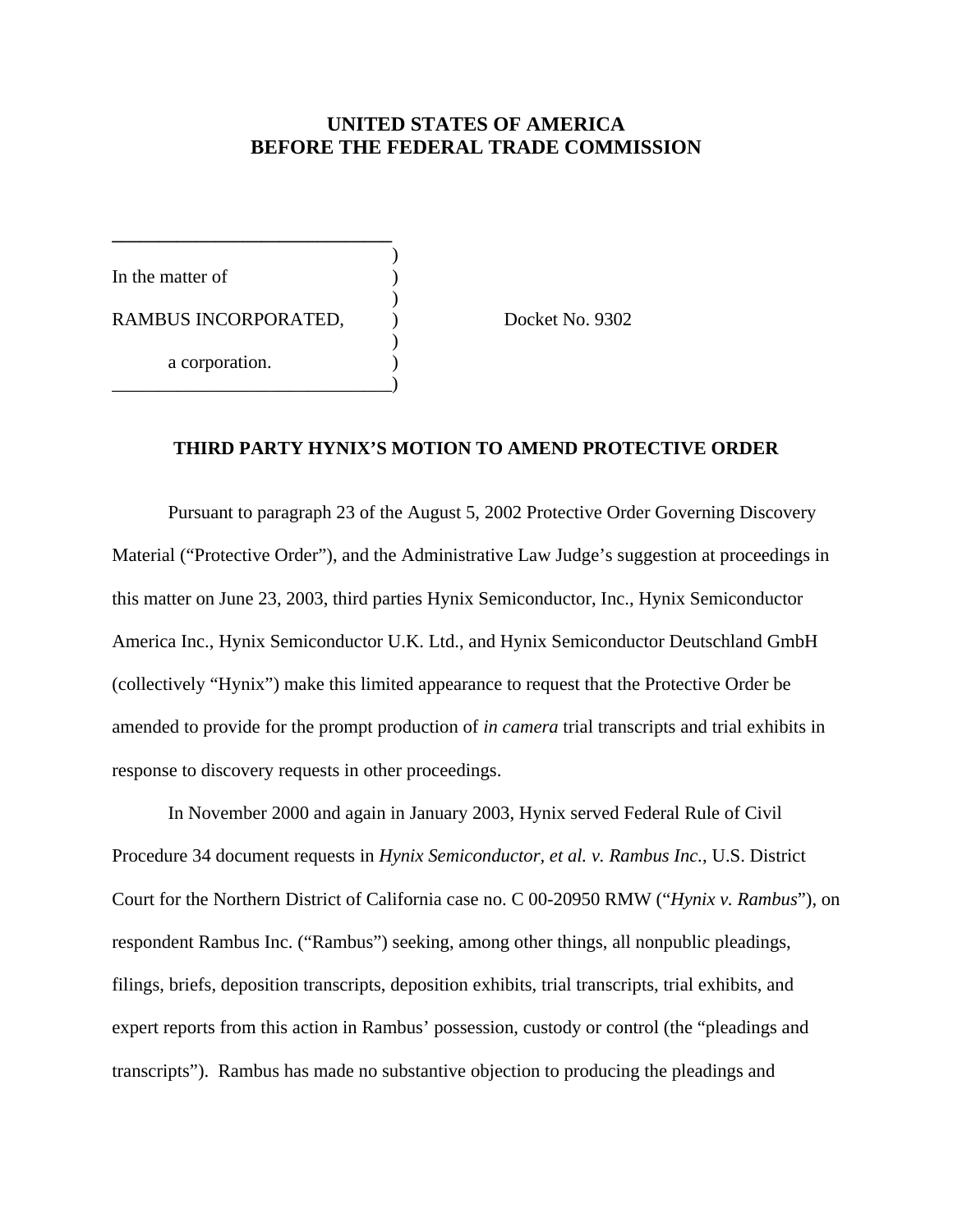**UNITED STATES OF AMERICA**
**BEFORE THE FEDERAL TRADE COMMISSION**

| | | |
|---|---|---|
| In the matter of | ) | |
| | ) | |
| RAMBUS INCORPORATED, | ) | Docket No. 9302 |
| | ) | |
| a corporation. | ) | |

## THIRD PARTY HYNIX'S MOTION TO AMEND PROTECTIVE ORDER

Pursuant to paragraph 23 of the August 5, 2002 Protective Order Governing Discovery Material ("Protective Order"), and the Administrative Law Judge's suggestion at proceedings in this matter on June 23, 2003, third parties Hynix Semiconductor, Inc., Hynix Semiconductor America Inc., Hynix Semiconductor U.K. Ltd., and Hynix Semiconductor Deutschland GmbH (collectively "Hynix") make this limited appearance to request that the Protective Order be amended to provide for the prompt production of *in camera* trial transcripts and trial exhibits in response to discovery requests in other proceedings.

In November 2000 and again in January 2003, Hynix served Federal Rule of Civil Procedure 34 document requests in *Hynix Semiconductor, et al. v. Rambus Inc.*, U.S. District Court for the Northern District of California case no. C 00-20950 RMW ("*Hynix v. Rambus*"), on respondent Rambus Inc. ("Rambus") seeking, among other things, all nonpublic pleadings, filings, briefs, deposition transcripts, deposition exhibits, trial transcripts, trial exhibits, and expert reports from this action in Rambus' possession, custody or control (the "pleadings and transcripts"). Rambus has made no substantive objection to producing the pleadings and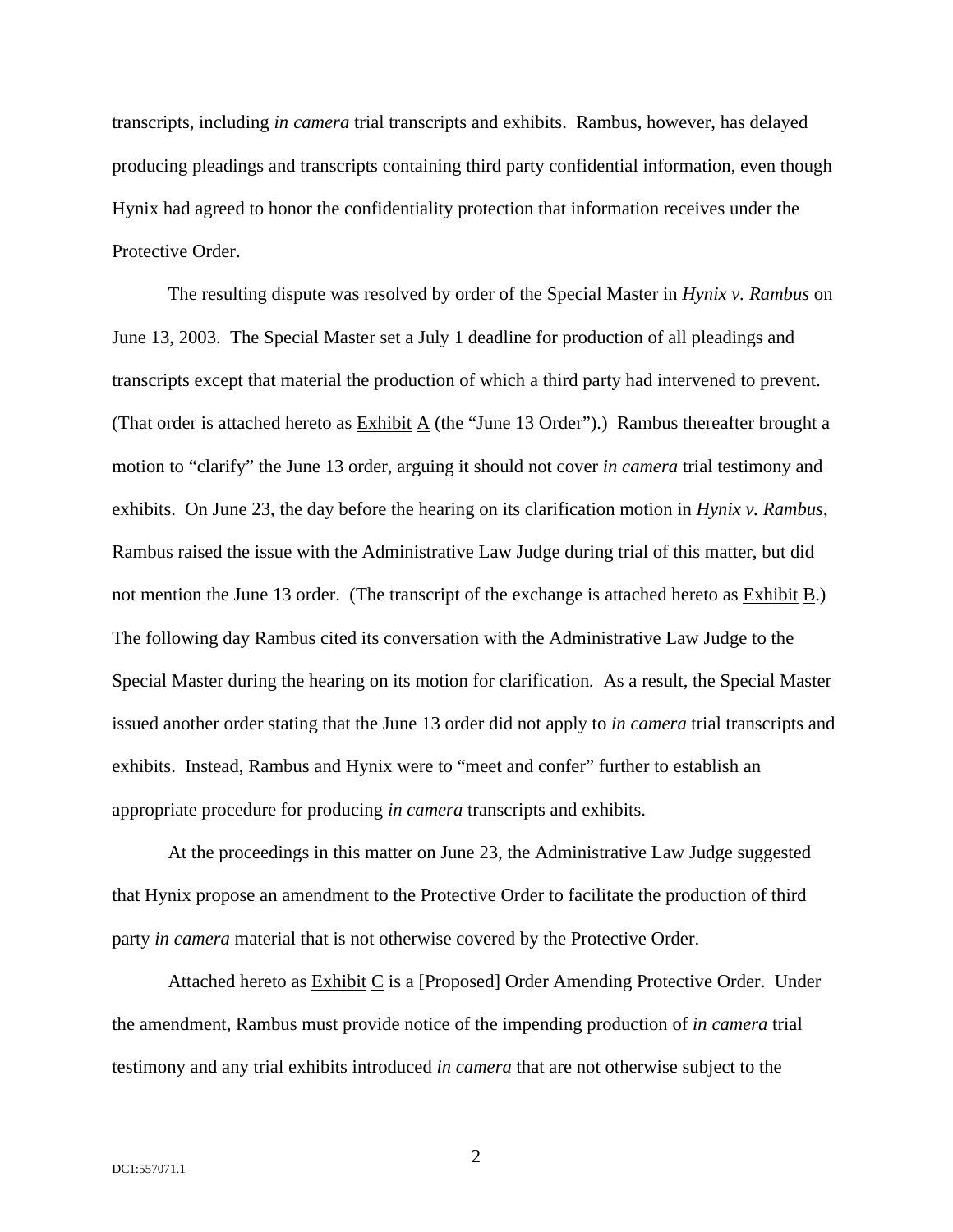transcripts, including *in camera* trial transcripts and exhibits. Rambus, however, has delayed producing pleadings and transcripts containing third party confidential information, even though Hynix had agreed to honor the confidentiality protection that information receives under the Protective Order.

The resulting dispute was resolved by order of the Special Master in *Hynix v. Rambus* on June 13, 2003. The Special Master set a July 1 deadline for production of all pleadings and transcripts except that material the production of which a third party had intervened to prevent. (That order is attached hereto as Exhibit A (the "June 13 Order").) Rambus thereafter brought a motion to "clarify" the June 13 order, arguing it should not cover *in camera* trial testimony and exhibits. On June 23, the day before the hearing on its clarification motion in *Hynix v. Rambus*, Rambus raised the issue with the Administrative Law Judge during trial of this matter, but did not mention the June 13 order. (The transcript of the exchange is attached hereto as Exhibit B.) The following day Rambus cited its conversation with the Administrative Law Judge to the Special Master during the hearing on its motion for clarification. As a result, the Special Master issued another order stating that the June 13 order did not apply to *in camera* trial transcripts and exhibits. Instead, Rambus and Hynix were to "meet and confer" further to establish an appropriate procedure for producing *in camera* transcripts and exhibits.

At the proceedings in this matter on June 23, the Administrative Law Judge suggested that Hynix propose an amendment to the Protective Order to facilitate the production of third party *in camera* material that is not otherwise covered by the Protective Order.

Attached hereto as Exhibit C is a [Proposed] Order Amending Protective Order. Under the amendment, Rambus must provide notice of the impending production of *in camera* trial testimony and any trial exhibits introduced *in camera* that are not otherwise subject to the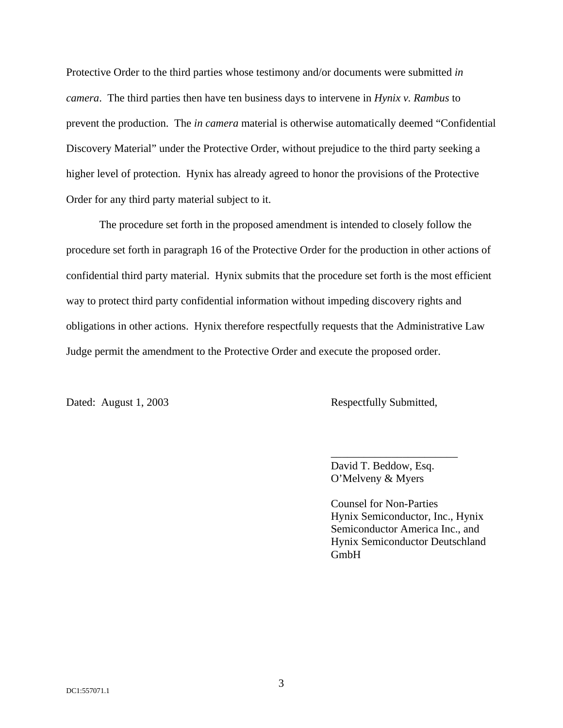Protective Order to the third parties whose testimony and/or documents were submitted *in camera*. The third parties then have ten business days to intervene in *Hynix v. Rambus* to prevent the production. The *in camera* material is otherwise automatically deemed "Confidential Discovery Material" under the Protective Order, without prejudice to the third party seeking a higher level of protection. Hynix has already agreed to honor the provisions of the Protective Order for any third party material subject to it.

The procedure set forth in the proposed amendment is intended to closely follow the procedure set forth in paragraph 16 of the Protective Order for the production in other actions of confidential third party material. Hynix submits that the procedure set forth is the most efficient way to protect third party confidential information without impeding discovery rights and obligations in other actions. Hynix therefore respectfully requests that the Administrative Law Judge permit the amendment to the Protective Order and execute the proposed order.

Dated: August 1, 2003

Respectfully Submitted,

\_\_\_\_\_\_\_\_\_\_\_\_\_\_\_\_\_\_\_\_\_\_\_\_

David T. Beddow, Esq.
O'Melveny & Myers

Counsel for Non-Parties
Hynix Semiconductor, Inc., Hynix Semiconductor America Inc., and Hynix Semiconductor Deutschland GmbH

DC1:557071.1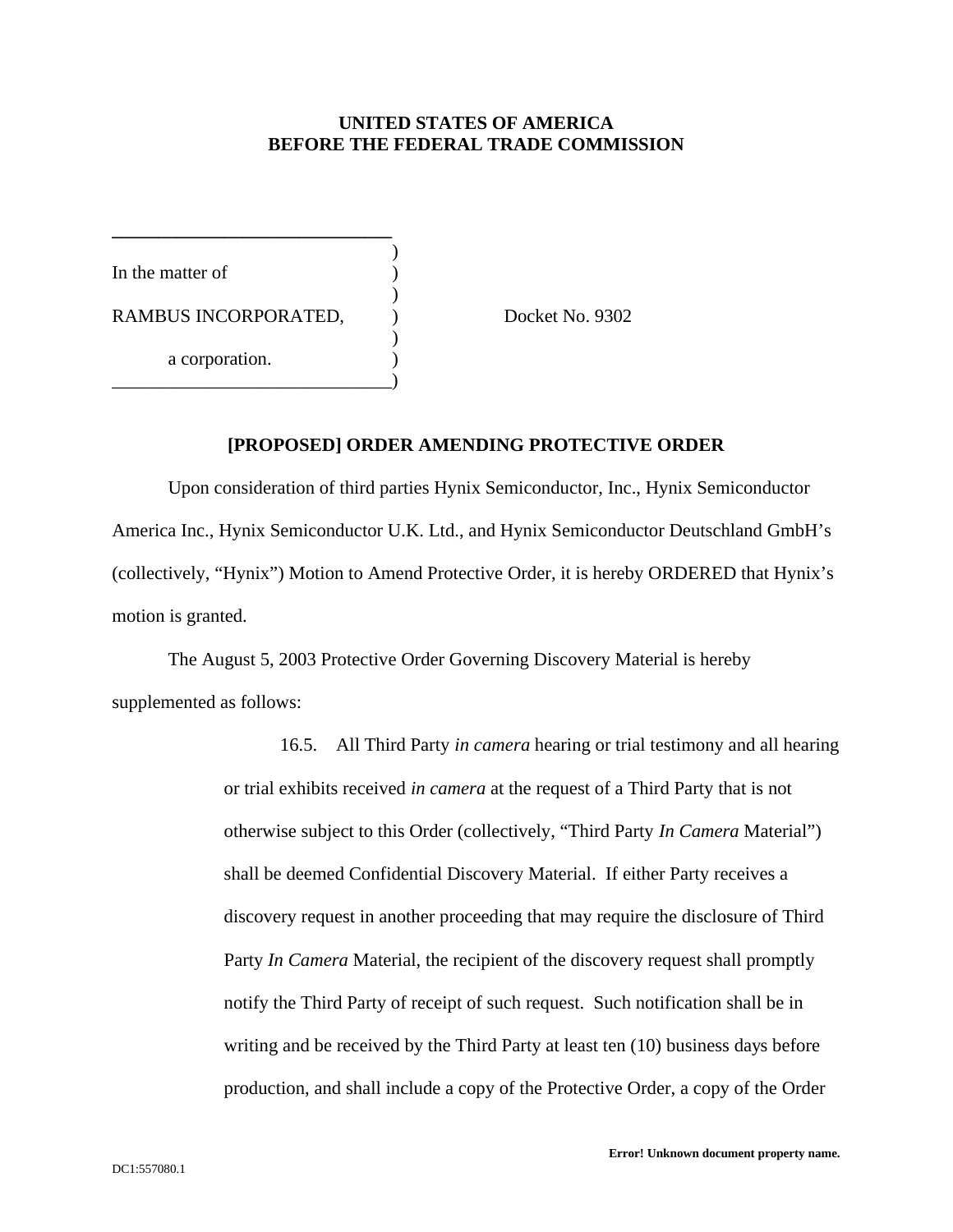**UNITED STATES OF AMERICA**
**BEFORE THE FEDERAL TRADE COMMISSION**

In the matter of

RAMBUS INCORPORATED,

a corporation.

Docket No. 9302

## [PROPOSED] ORDER AMENDING PROTECTIVE ORDER

Upon consideration of third parties Hynix Semiconductor, Inc., Hynix Semiconductor America Inc., Hynix Semiconductor U.K. Ltd., and Hynix Semiconductor Deutschland GmbH's (collectively, "Hynix") Motion to Amend Protective Order, it is hereby ORDERED that Hynix's motion is granted.

The August 5, 2003 Protective Order Governing Discovery Material is hereby supplemented as follows:

> 16.5. All Third Party *in camera* hearing or trial testimony and all hearing or trial exhibits received *in camera* at the request of a Third Party that is not otherwise subject to this Order (collectively, "Third Party *In Camera* Material") shall be deemed Confidential Discovery Material. If either Party receives a discovery request in another proceeding that may require the disclosure of Third Party *In Camera* Material, the recipient of the discovery request shall promptly notify the Third Party of receipt of such request. Such notification shall be in writing and be received by the Third Party at least ten (10) business days before production, and shall include a copy of the Protective Order, a copy of the Order

DC1:557080.1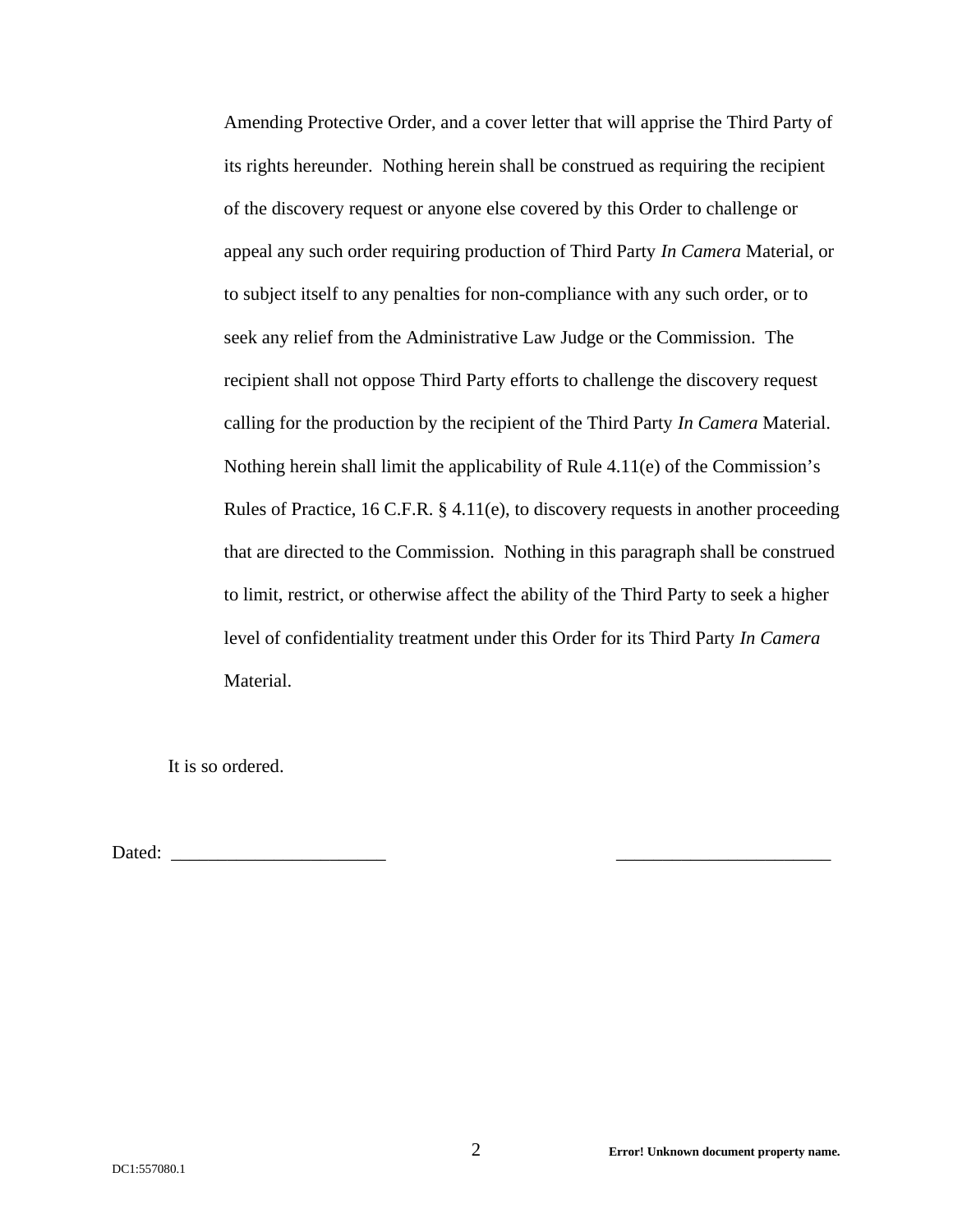Amending Protective Order, and a cover letter that will apprise the Third Party of its rights hereunder. Nothing herein shall be construed as requiring the recipient of the discovery request or anyone else covered by this Order to challenge or appeal any such order requiring production of Third Party *In Camera* Material, or to subject itself to any penalties for non-compliance with any such order, or to seek any relief from the Administrative Law Judge or the Commission. The recipient shall not oppose Third Party efforts to challenge the discovery request calling for the production by the recipient of the Third Party *In Camera* Material. Nothing herein shall limit the applicability of Rule 4.11(e) of the Commission's Rules of Practice, 16 C.F.R. § 4.11(e), to discovery requests in another proceeding that are directed to the Commission. Nothing in this paragraph shall be construed to limit, restrict, or otherwise affect the ability of the Third Party to seek a higher level of confidentiality treatment under this Order for its Third Party *In Camera* Material.

It is so ordered.

Dated: _______________________ _______________________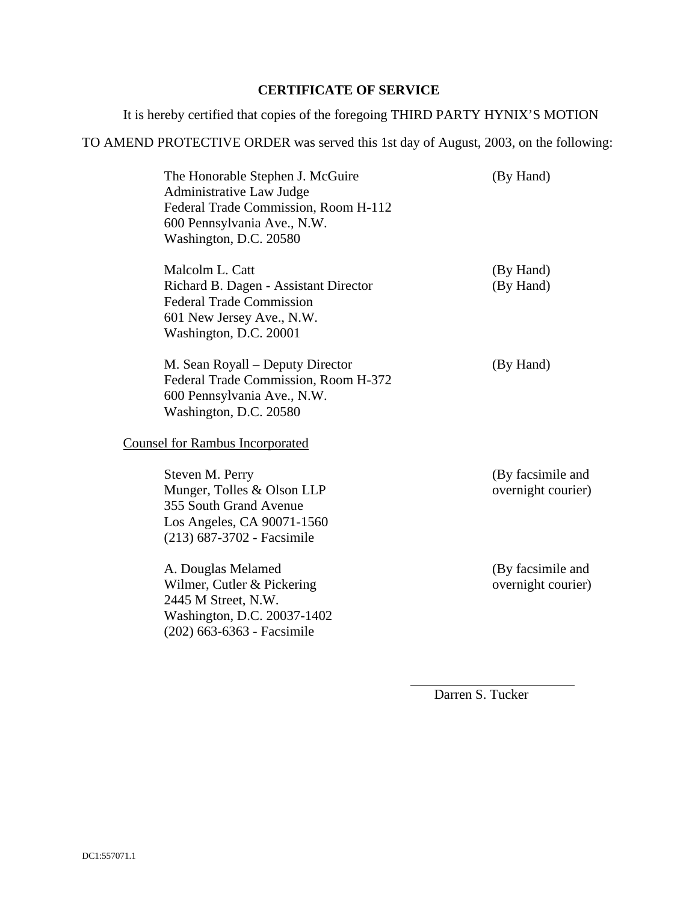**CERTIFICATE OF SERVICE**

It is hereby certified that copies of the foregoing THIRD PARTY HYNIX'S MOTION TO AMEND PROTECTIVE ORDER was served this 1st day of August, 2003, on the following:

The Honorable Stephen J. McGuire (By Hand)
Administrative Law Judge
Federal Trade Commission, Room H-112
600 Pennsylvania Ave., N.W.
Washington, D.C. 20580

Malcolm L. Catt (By Hand)
Richard B. Dagen - Assistant Director (By Hand)
Federal Trade Commission
601 New Jersey Ave., N.W.
Washington, D.C. 20001

M. Sean Royall – Deputy Director (By Hand)
Federal Trade Commission, Room H-372
600 Pennsylvania Ave., N.W.
Washington, D.C. 20580

Counsel for Rambus Incorporated

Steven M. Perry (By facsimile and overnight courier)
Munger, Tolles & Olson LLP
355 South Grand Avenue
Los Angeles, CA 90071-1560
(213) 687-3702 - Facsimile

A. Douglas Melamed (By facsimile and overnight courier)
Wilmer, Cutler & Pickering
2445 M Street, N.W.
Washington, D.C. 20037-1402
(202) 663-6363 - Facsimile

\_\_\_\_\_\_\_\_\_\_\_\_\_\_\_\_\_\_\_\_\_\_\_\_
Darren S. Tucker

DC1:557071.1